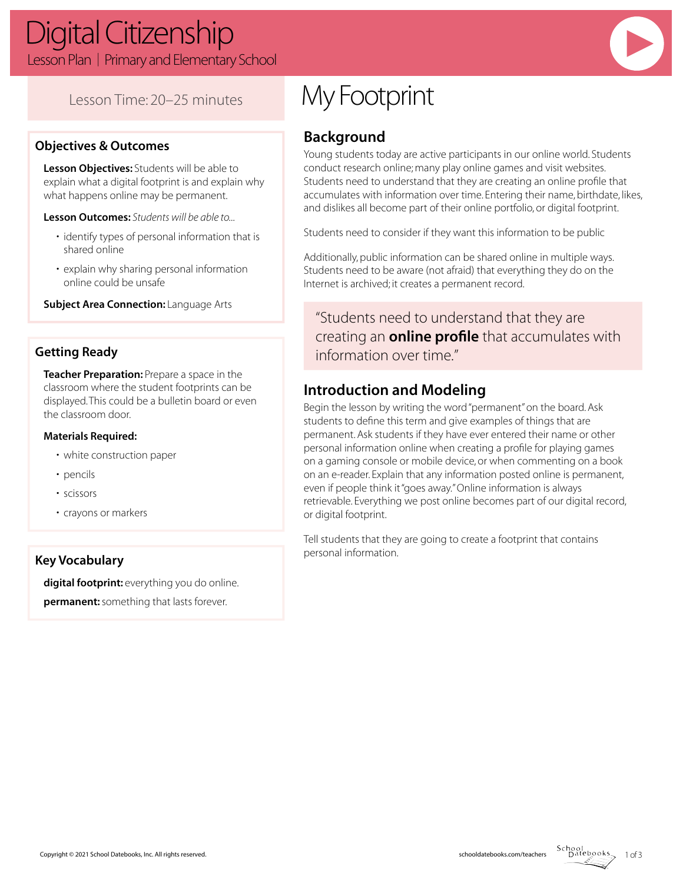# Digital Citizenship

Lesson Plan | Primary and Elementary School

Lesson Time: 20–25 minutes

## Objectives & Outcomes

**Lesson Objectives:** Students will be able to explain what a digital footprint is and explain why what happens online may be permanent.

**Lesson Outcomes:** *Students will be able to...*

- identify types of personal information that is shared online
- explain why sharing personal information online could be unsafe

**Subject Area Connection:** Language Arts

## Getting Ready

**Teacher Preparation:** Prepare a space in the classroom where the student footprints can be displayed. This could be a bulletin board or even the classroom door.

**Materials Required:**

- white construction paper
- pencils
- scissors
- crayons or markers

## Key Vocabulary

**digital footprint:** everything you do online.

**permanent:** something that lasts forever.

# My Footprint

## Background

Young students today are active participants in our online world. Students conduct research online; many play online games and visit websites. Students need to understand that they are creating an online profile that accumulates with information over time. Entering their name, birthdate, likes, and dislikes all become part of their online portfolio, or digital footprint.

Students need to consider if they want this information to be public

Additionally, public information can be shared online in multiple ways. Students need to be aware (not afraid) that everything they do on the Internet is archived; it creates a permanent record.

> "Students need to understand that they are creating an **online profile** that accumulates with information over time."

## Introduction and Modeling

Begin the lesson by writing the word "permanent" on the board. Ask students to define this term and give examples of things that are permanent. Ask students if they have ever entered their name or other personal information online when creating a profile for playing games on a gaming console or mobile device, or when commenting on a book on an e-reader. Explain that any information posted online is permanent, even if people think it "goes away." Online information is always retrievable. Everything we post online becomes part of our digital record, or digital footprint.

Tell students that they are going to create a footprint that contains personal information.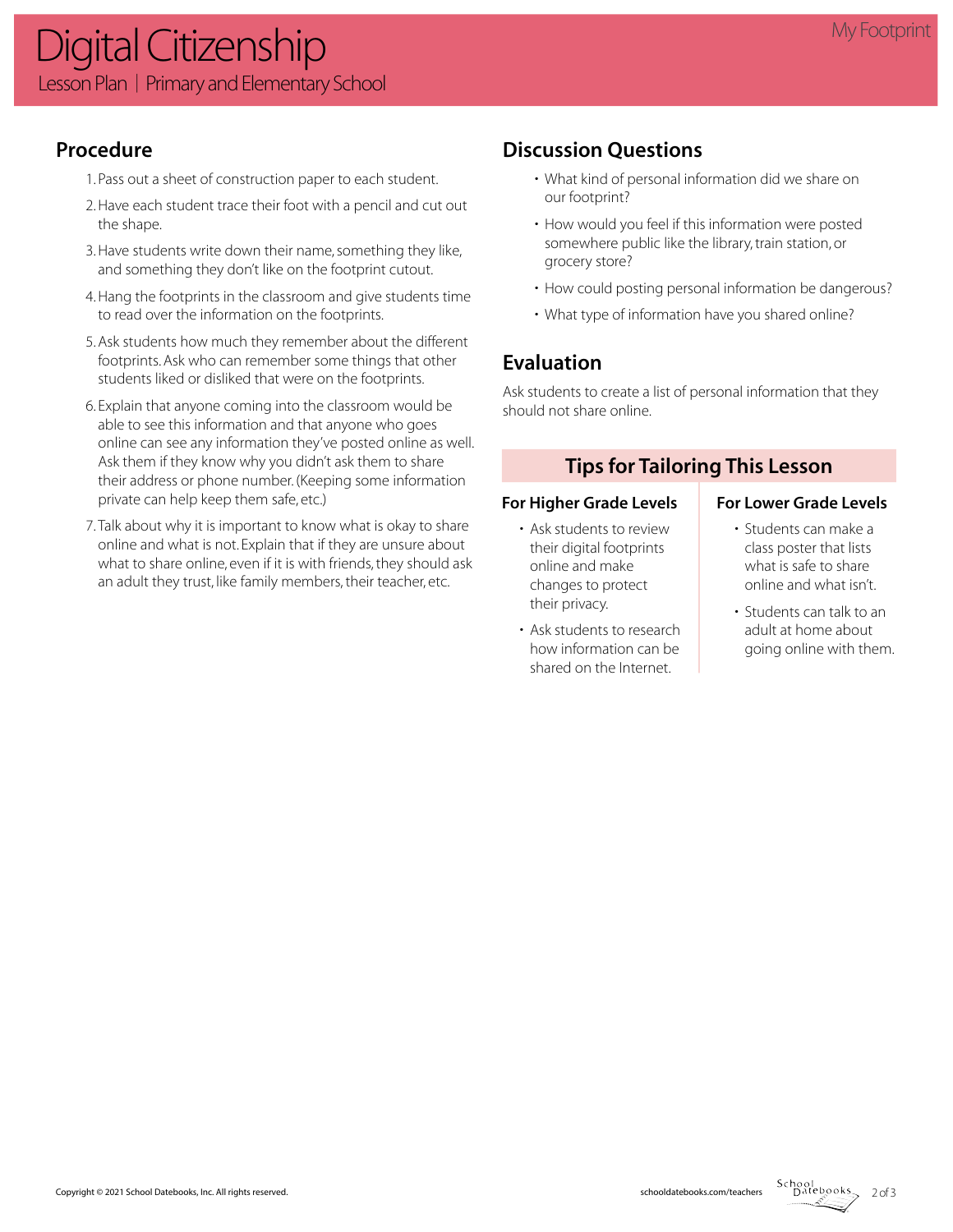# Digital Citizenship

Lesson Plan | Primary and Elementary School

## Procedure

1. Pass out a sheet of construction paper to each student.
2. Have each student trace their foot with a pencil and cut out the shape.
3. Have students write down their name, something they like, and something they don't like on the footprint cutout.
4. Hang the footprints in the classroom and give students time to read over the information on the footprints.
5. Ask students how much they remember about the different footprints. Ask who can remember some things that other students liked or disliked that were on the footprints.
6. Explain that anyone coming into the classroom would be able to see this information and that anyone who goes online can see any information they've posted online as well. Ask them if they know why you didn't ask them to share their address or phone number. (Keeping some information private can help keep them safe, etc.)
7. Talk about why it is important to know what is okay to share online and what is not. Explain that if they are unsure about what to share online, even if it is with friends, they should ask an adult they trust, like family members, their teacher, etc.

## Discussion Questions

- What kind of personal information did we share on our footprint?
- How would you feel if this information were posted somewhere public like the library, train station, or grocery store?
- How could posting personal information be dangerous?
- What type of information have you shared online?

## Evaluation

Ask students to create a list of personal information that they should not share online.

## Tips for Tailoring This Lesson

### For Higher Grade Levels

- Ask students to review their digital footprints online and make changes to protect their privacy.
- Ask students to research how information can be shared on the Internet.

### For Lower Grade Levels

- Students can make a class poster that lists what is safe to share online and what isn't.
- Students can talk to an adult at home about going online with them.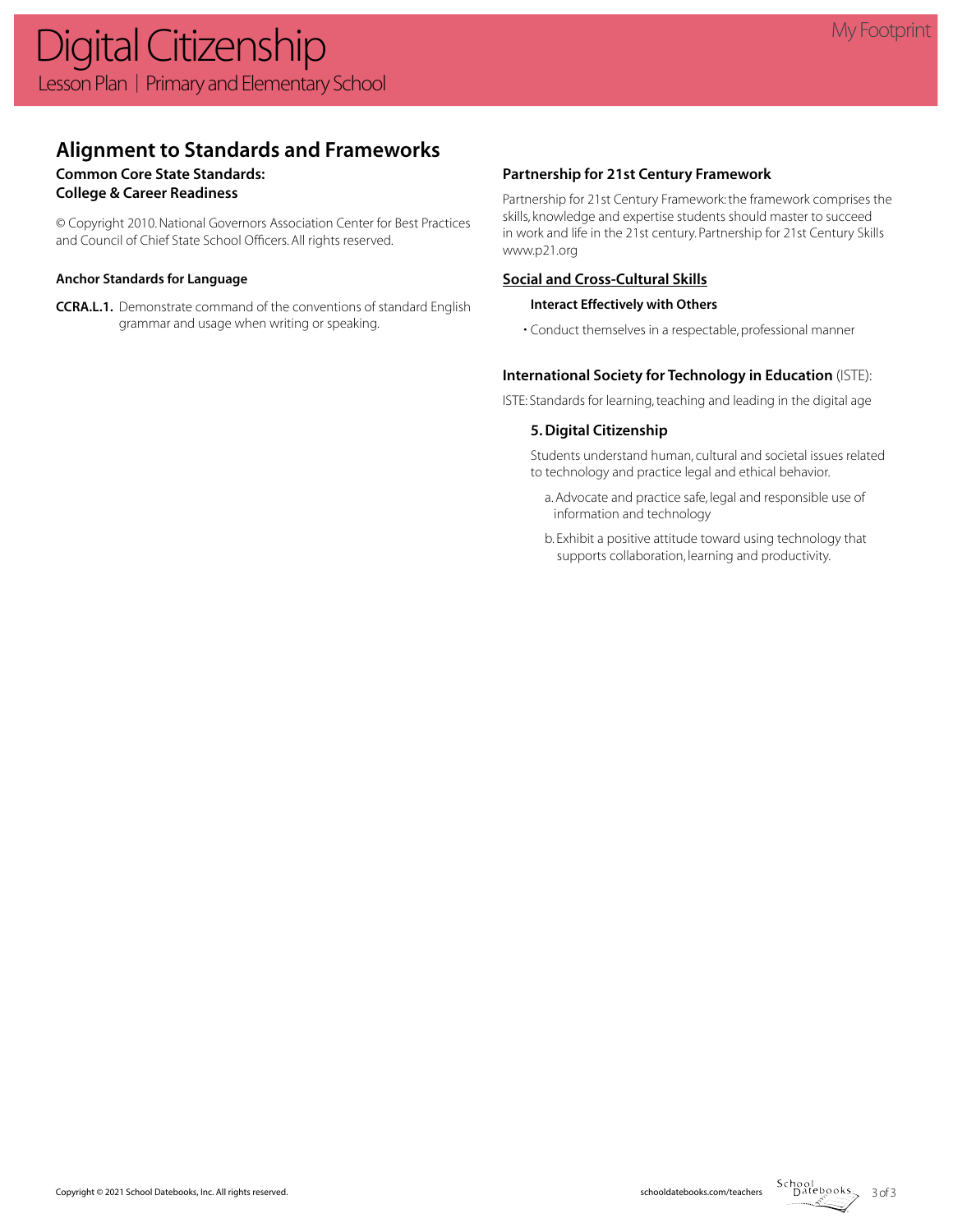## Alignment to Standards and Frameworks

### Common Core State Standards: College & Career Readiness

© Copyright 2010. National Governors Association Center for Best Practices and Council of Chief State School Officers. All rights reserved.

#### Anchor Standards for Language

**CCRA.L.1.** Demonstrate command of the conventions of standard English grammar and usage when writing or speaking.

### Partnership for 21st Century Framework

Partnership for 21st Century Framework: the framework comprises the skills, knowledge and expertise students should master to succeed in work and life in the 21st century. Partnership for 21st Century Skills www.p21.org

#### Social and Cross-Cultural Skills

**Interact Effectively with Others**

- Conduct themselves in a respectable, professional manner

### International Society for Technology in Education (ISTE):

ISTE: Standards for learning, teaching and leading in the digital age

#### 5. Digital Citizenship

Students understand human, cultural and societal issues related to technology and practice legal and ethical behavior.

a. Advocate and practice safe, legal and responsible use of information and technology

b. Exhibit a positive attitude toward using technology that supports collaboration, learning and productivity.